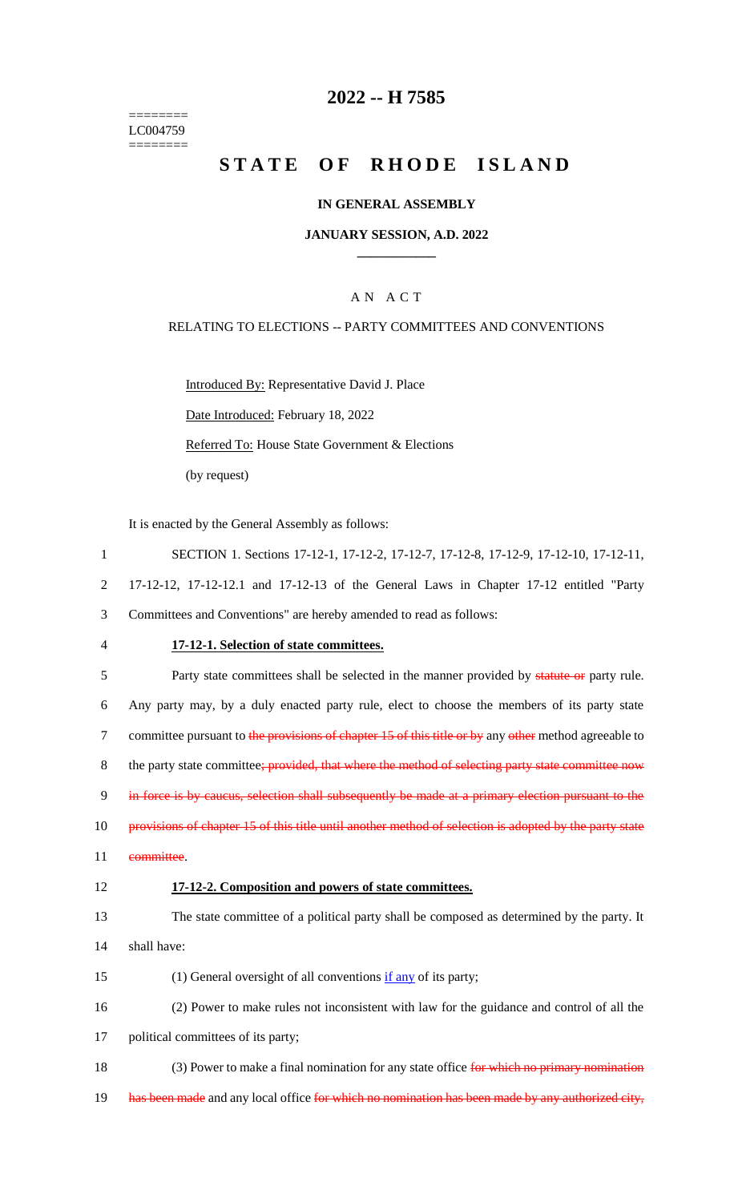========
LC004759
========

# 2022 -- H 7585

# STATE OF RHODE ISLAND

**IN GENERAL ASSEMBLY**

**JANUARY SESSION, A.D. 2022**

A N A C T

RELATING TO ELECTIONS -- PARTY COMMITTEES AND CONVENTIONS

Introduced By: Representative David J. Place

Date Introduced: February 18, 2022

Referred To: House State Government & Elections

(by request)

It is enacted by the General Assembly as follows:

1 SECTION 1. Sections 17-12-1, 17-12-2, 17-12-7, 17-12-8, 17-12-9, 17-12-10, 17-12-11,
2 17-12-12, 17-12-12.1 and 17-12-13 of the General Laws in Chapter 17-12 entitled "Party
3 Committees and Conventions" are hereby amended to read as follows:

4 **17-12-1. Selection of state committees.**

5 Party state committees shall be selected in the manner provided by ~~statute or~~ party rule.
6 Any party may, by a duly enacted party rule, elect to choose the members of its party state
7 committee pursuant to ~~the provisions of chapter 15 of this title or by~~ any ~~other~~ method agreeable to
8 the party state committee~~; provided, that where the method of selecting party state committee now~~
9 ~~in force is by caucus, selection shall subsequently be made at a primary election pursuant to the~~
10 ~~provisions of chapter 15 of this title until another method of selection is adopted by the party state~~
11 ~~committee~~.

12 **17-12-2. Composition and powers of state committees.**

13 The state committee of a political party shall be composed as determined by the party. It
14 shall have:

15 (1) General oversight of all conventions if any of its party;

16 (2) Power to make rules not inconsistent with law for the guidance and control of all the
17 political committees of its party;

18 (3) Power to make a final nomination for any state office ~~for which no primary nomination~~
19 ~~has been made~~ and any local office ~~for which no nomination has been made by any authorized city,~~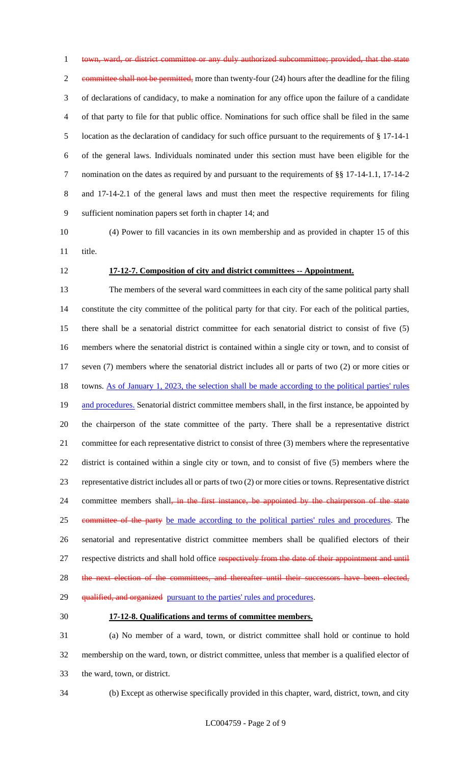town, ward, or district committee or any duly authorized subcommittee; provided, that the state committee shall not be permitted, more than twenty-four (24) hours after the deadline for the filing of declarations of candidacy, to make a nomination for any office upon the failure of a candidate of that party to file for that public office. Nominations for such office shall be filed in the same location as the declaration of candidacy for such office pursuant to the requirements of § 17-14-1 of the general laws. Individuals nominated under this section must have been eligible for the nomination on the dates as required by and pursuant to the requirements of §§ 17-14-1.1, 17-14-2 and 17-14-2.1 of the general laws and must then meet the respective requirements for filing sufficient nomination papers set forth in chapter 14; and

(4) Power to fill vacancies in its own membership and as provided in chapter 15 of this title.

**17-12-7. Composition of city and district committees -- Appointment.**

The members of the several ward committees in each city of the same political party shall constitute the city committee of the political party for that city. For each of the political parties, there shall be a senatorial district committee for each senatorial district to consist of five (5) members where the senatorial district is contained within a single city or town, and to consist of seven (7) members where the senatorial district includes all or parts of two (2) or more cities or towns. As of January 1, 2023, the selection shall be made according to the political parties' rules and procedures. Senatorial district committee members shall, in the first instance, be appointed by the chairperson of the state committee of the party. There shall be a representative district committee for each representative district to consist of three (3) members where the representative district is contained within a single city or town, and to consist of five (5) members where the representative district includes all or parts of two (2) or more cities or towns. Representative district committee members shall, in the first instance, be appointed by the chairperson of the state committee of the party be made according to the political parties' rules and procedures. The senatorial and representative district committee members shall be qualified electors of their respective districts and shall hold office respectively from the date of their appointment and until the next election of the committees, and thereafter until their successors have been elected, qualified, and organized pursuant to the parties' rules and procedures.

**17-12-8. Qualifications and terms of committee members.**

(a) No member of a ward, town, or district committee shall hold or continue to hold membership on the ward, town, or district committee, unless that member is a qualified elector of the ward, town, or district.

(b) Except as otherwise specifically provided in this chapter, ward, district, town, and city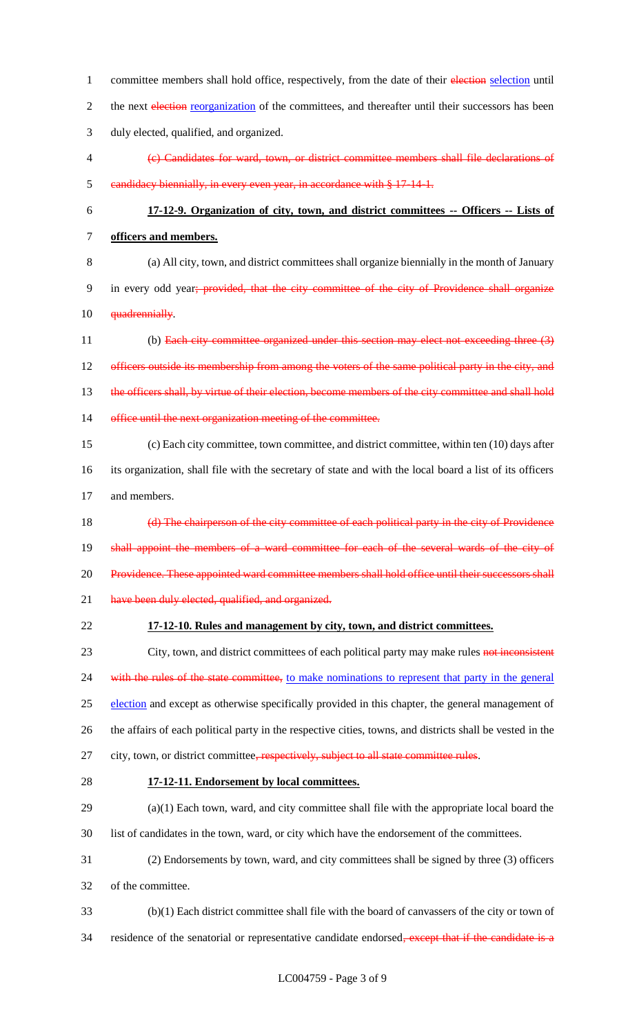committee members shall hold office, respectively, from the date of their ~~election~~ selection until the next ~~election~~ reorganization of the committees, and thereafter until their successors has been duly elected, qualified, and organized.

~~(c) Candidates for ward, town, or district committee members shall file declarations of candidacy biennially, in every even year, in accordance with § 17-14-1.~~

**17-12-9. Organization of city, town, and district committees -- Officers -- Lists of officers and members.**

(a) All city, town, and district committees shall organize biennially in the month of January in every odd year~~; provided, that the city committee of the city of Providence shall organize quadrennially~~.

(b) ~~Each city committee organized under this section may elect not exceeding three (3) officers outside its membership from among the voters of the same political party in the city, and the officers shall, by virtue of their election, become members of the city committee and shall hold office until the next organization meeting of the committee.~~

(c) Each city committee, town committee, and district committee, within ten (10) days after its organization, shall file with the secretary of state and with the local board a list of its officers and members.

~~(d) The chairperson of the city committee of each political party in the city of Providence shall appoint the members of a ward committee for each of the several wards of the city of Providence. These appointed ward committee members shall hold office until their successors shall have been duly elected, qualified, and organized.~~

**17-12-10. Rules and management by city, town, and district committees.**

City, town, and district committees of each political party may make rules ~~not inconsistent with the rules of the state committee,~~ to make nominations to represent that party in the general election and except as otherwise specifically provided in this chapter, the general management of the affairs of each political party in the respective cities, towns, and districts shall be vested in the city, town, or district committee~~, respectively, subject to all state committee rules~~.

**17-12-11. Endorsement by local committees.**

(a)(1) Each town, ward, and city committee shall file with the appropriate local board the list of candidates in the town, ward, or city which have the endorsement of the committees.

(2) Endorsements by town, ward, and city committees shall be signed by three (3) officers of the committee.

(b)(1) Each district committee shall file with the board of canvassers of the city or town of residence of the senatorial or representative candidate endorsed~~, except that if the candidate is a~~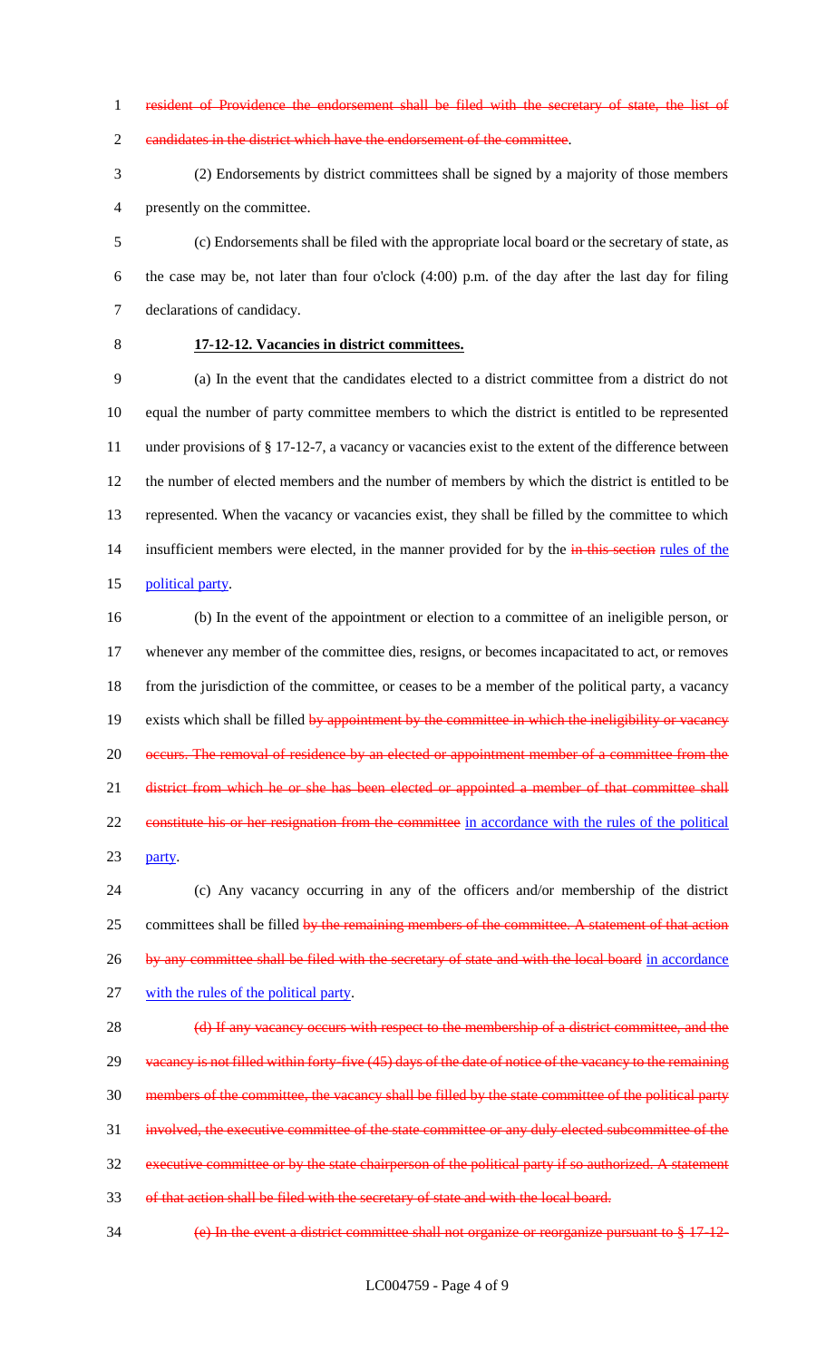~~resident of Providence the endorsement shall be filed with the secretary of state, the list of candidates in the district which have the endorsement of the committee~~.

(2) Endorsements by district committees shall be signed by a majority of those members presently on the committee.

(c) Endorsements shall be filed with the appropriate local board or the secretary of state, as the case may be, not later than four o'clock (4:00) p.m. of the day after the last day for filing declarations of candidacy.

**17-12-12. Vacancies in district committees.**

(a) In the event that the candidates elected to a district committee from a district do not equal the number of party committee members to which the district is entitled to be represented under provisions of § 17-12-7, a vacancy or vacancies exist to the extent of the difference between the number of elected members and the number of members by which the district is entitled to be represented. When the vacancy or vacancies exist, they shall be filled by the committee to which insufficient members were elected, in the manner provided for by the ~~in this section~~ <u>rules of the political party</u>.

(b) In the event of the appointment or election to a committee of an ineligible person, or whenever any member of the committee dies, resigns, or becomes incapacitated to act, or removes from the jurisdiction of the committee, or ceases to be a member of the political party, a vacancy exists which shall be filled ~~by appointment by the committee in which the ineligibility or vacancy occurs. The removal of residence by an elected or appointment member of a committee from the district from which he or she has been elected or appointed a member of that committee shall constitute his or her resignation from the committee~~ <u>in accordance with the rules of the political party</u>.

(c) Any vacancy occurring in any of the officers and/or membership of the district committees shall be filled ~~by the remaining members of the committee. A statement of that action by any committee shall be filed with the secretary of state and with the local board~~ <u>in accordance with the rules of the political party</u>.

~~(d) If any vacancy occurs with respect to the membership of a district committee, and the vacancy is not filled within forty-five (45) days of the date of notice of the vacancy to the remaining members of the committee, the vacancy shall be filled by the state committee of the political party involved, the executive committee of the state committee or any duly elected subcommittee of the executive committee or by the state chairperson of the political party if so authorized. A statement of that action shall be filed with the secretary of state and with the local board.~~

~~(e) In the event a district committee shall not organize or reorganize pursuant to § 17-12-~~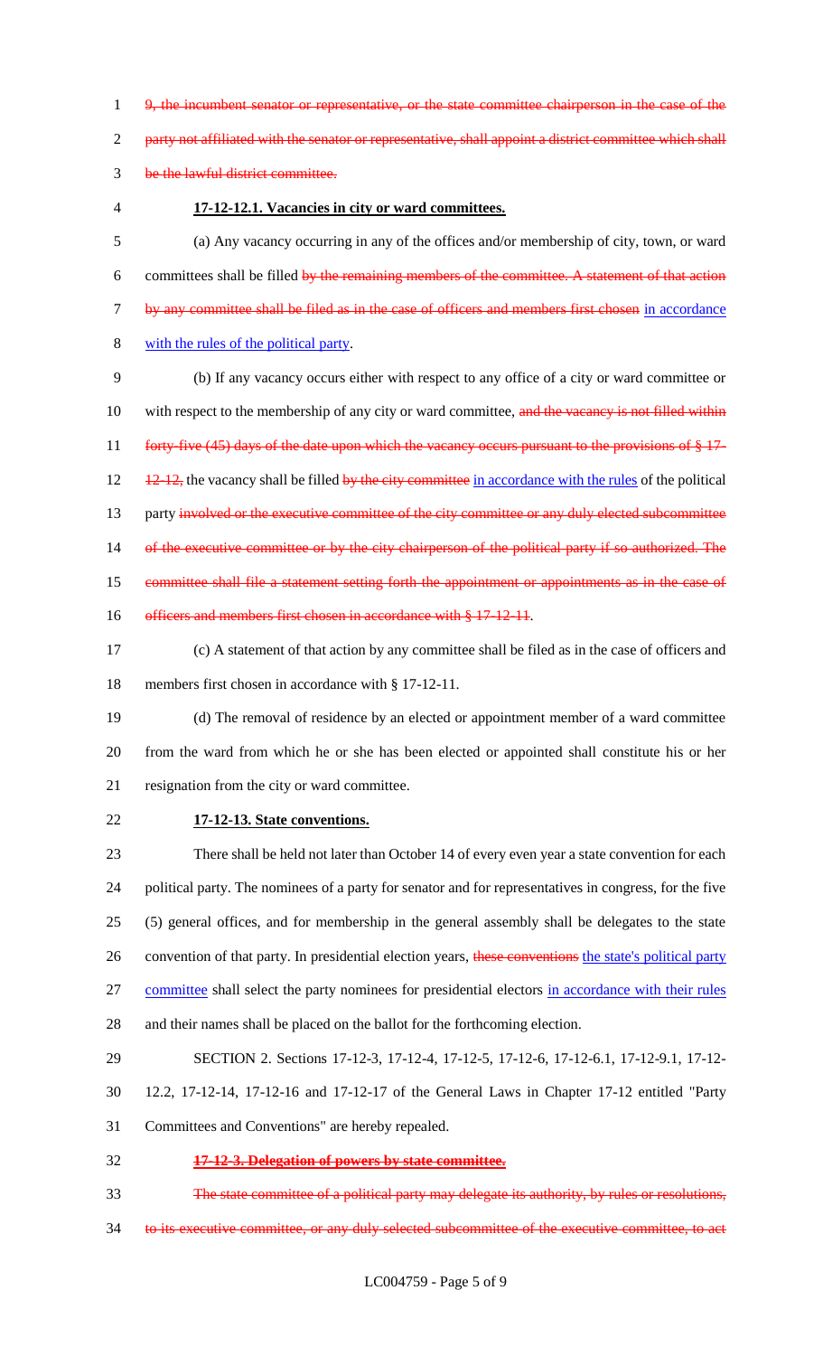9, the incumbent senator or representative, or the state committee chairperson in the case of the party not affiliated with the senator or representative, shall appoint a district committee which shall be the lawful district committee.

**17-12-12.1. Vacancies in city or ward committees.**

(a) Any vacancy occurring in any of the offices and/or membership of city, town, or ward committees shall be filled by the remaining members of the committee. A statement of that action by any committee shall be filed as in the case of officers and members first chosen in accordance with the rules of the political party.

(b) If any vacancy occurs either with respect to any office of a city or ward committee or with respect to the membership of any city or ward committee, and the vacancy is not filled within forty-five (45) days of the date upon which the vacancy occurs pursuant to the provisions of § 17-12-12, the vacancy shall be filled by the city committee in accordance with the rules of the political party involved or the executive committee of the city committee or any duly elected subcommittee of the executive committee or by the city chairperson of the political party if so authorized. The committee shall file a statement setting forth the appointment or appointments as in the case of officers and members first chosen in accordance with § 17-12-11.

(c) A statement of that action by any committee shall be filed as in the case of officers and members first chosen in accordance with § 17-12-11.

(d) The removal of residence by an elected or appointment member of a ward committee from the ward from which he or she has been elected or appointed shall constitute his or her resignation from the city or ward committee.

**17-12-13. State conventions.**

There shall be held not later than October 14 of every even year a state convention for each political party. The nominees of a party for senator and for representatives in congress, for the five (5) general offices, and for membership in the general assembly shall be delegates to the state convention of that party. In presidential election years, these conventions the state's political party committee shall select the party nominees for presidential electors in accordance with their rules and their names shall be placed on the ballot for the forthcoming election.

SECTION 2. Sections 17-12-3, 17-12-4, 17-12-5, 17-12-6, 17-12-6.1, 17-12-9.1, 17-12-12.2, 17-12-14, 17-12-16 and 17-12-17 of the General Laws in Chapter 17-12 entitled "Party Committees and Conventions" are hereby repealed.

**17-12-3. Delegation of powers by state committee.**

The state committee of a political party may delegate its authority, by rules or resolutions, to its executive committee, or any duly selected subcommittee of the executive committee, to act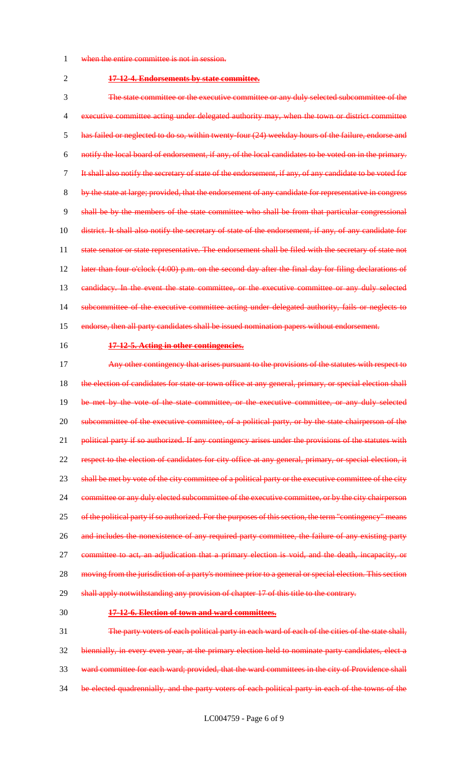~~when the entire committee is not in session.~~

~~**17-12-4. Endorsements by state committee.**~~

~~The state committee or the executive committee or any duly selected subcommittee of the executive committee acting under delegated authority may, when the town or district committee has failed or neglected to do so, within twenty-four (24) weekday hours of the failure, endorse and notify the local board of endorsement, if any, of the local candidates to be voted on in the primary. It shall also notify the secretary of state of the endorsement, if any, of any candidate to be voted for by the state at large; provided, that the endorsement of any candidate for representative in congress shall be by the members of the state committee who shall be from that particular congressional district. It shall also notify the secretary of state of the endorsement, if any, of any candidate for state senator or state representative. The endorsement shall be filed with the secretary of state not later than four o'clock (4:00) p.m. on the second day after the final day for filing declarations of candidacy. In the event the state committee, or the executive committee or any duly selected subcommittee of the executive committee acting under delegated authority, fails or neglects to endorse, then all party candidates shall be issued nomination papers without endorsement.~~

~~**17-12-5. Acting in other contingencies.**~~

~~Any other contingency that arises pursuant to the provisions of the statutes with respect to the election of candidates for state or town office at any general, primary, or special election shall be met by the vote of the state committee, or the executive committee, or any duly selected subcommittee of the executive committee, of a political party, or by the state chairperson of the political party if so authorized. If any contingency arises under the provisions of the statutes with respect to the election of candidates for city office at any general, primary, or special election, it shall be met by vote of the city committee of a political party or the executive committee of the city committee or any duly elected subcommittee of the executive committee, or by the city chairperson of the political party if so authorized. For the purposes of this section, the term "contingency" means and includes the nonexistence of any required party committee, the failure of any existing party committee to act, an adjudication that a primary election is void, and the death, incapacity, or moving from the jurisdiction of a party's nominee prior to a general or special election. This section shall apply notwithstanding any provision of chapter 17 of this title to the contrary.~~

~~**17-12-6. Election of town and ward committees.**~~

~~The party voters of each political party in each ward of each of the cities of the state shall, biennially, in every even year, at the primary election held to nominate party candidates, elect a ward committee for each ward; provided, that the ward committees in the city of Providence shall be elected quadrennially, and the party voters of each political party in each of the towns of the~~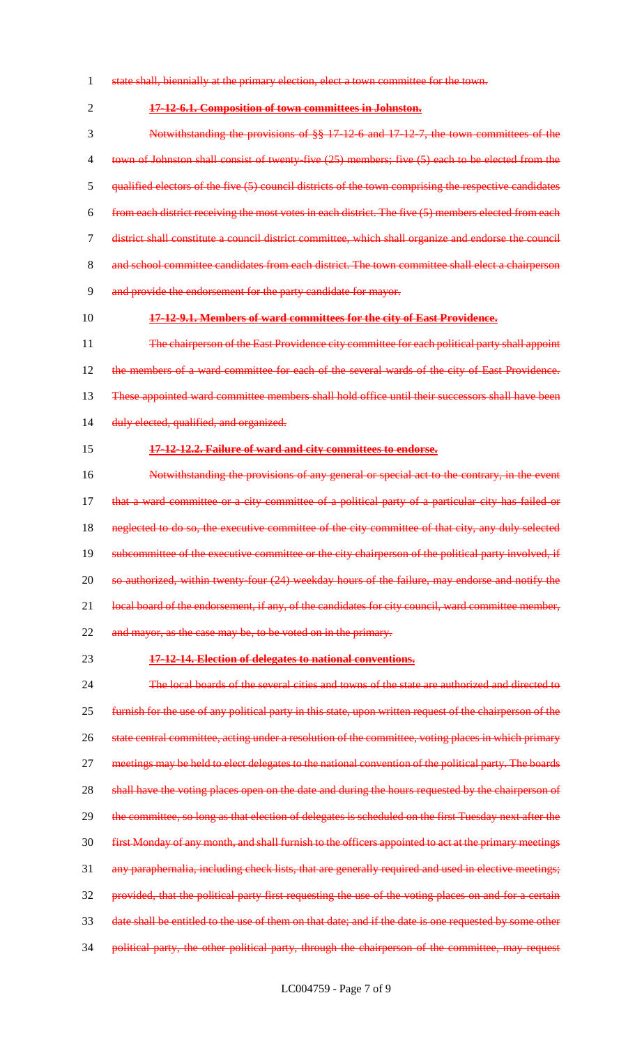~~state shall, biennially at the primary election, elect a town committee for the town.~~

~~**17-12-6.1. Composition of town committees in Johnston.**~~

~~Notwithstanding the provisions of §§ 17-12-6 and 17-12-7, the town committees of the town of Johnston shall consist of twenty-five (25) members; five (5) each to be elected from the qualified electors of the five (5) council districts of the town comprising the respective candidates from each district receiving the most votes in each district. The five (5) members elected from each district shall constitute a council district committee, which shall organize and endorse the council and school committee candidates from each district. The town committee shall elect a chairperson and provide the endorsement for the party candidate for mayor.~~

~~**17-12-9.1. Members of ward committees for the city of East Providence.**~~

~~The chairperson of the East Providence city committee for each political party shall appoint the members of a ward committee for each of the several wards of the city of East Providence. These appointed ward committee members shall hold office until their successors shall have been duly elected, qualified, and organized.~~

~~**17-12-12.2. Failure of ward and city committees to endorse.**~~

~~Notwithstanding the provisions of any general or special act to the contrary, in the event that a ward committee or a city committee of a political party of a particular city has failed or neglected to do so, the executive committee of the city committee of that city, any duly selected subcommittee of the executive committee or the city chairperson of the political party involved, if so authorized, within twenty-four (24) weekday hours of the failure, may endorse and notify the local board of the endorsement, if any, of the candidates for city council, ward committee member, and mayor, as the case may be, to be voted on in the primary.~~

~~**17-12-14. Election of delegates to national conventions.**~~

~~The local boards of the several cities and towns of the state are authorized and directed to furnish for the use of any political party in this state, upon written request of the chairperson of the state central committee, acting under a resolution of the committee, voting places in which primary meetings may be held to elect delegates to the national convention of the political party. The boards shall have the voting places open on the date and during the hours requested by the chairperson of the committee, so long as that election of delegates is scheduled on the first Tuesday next after the first Monday of any month, and shall furnish to the officers appointed to act at the primary meetings any paraphernalia, including check lists, that are generally required and used in elective meetings; provided, that the political party first requesting the use of the voting places on and for a certain date shall be entitled to the use of them on that date; and if the date is one requested by some other political party, the other political party, through the chairperson of the committee, may request~~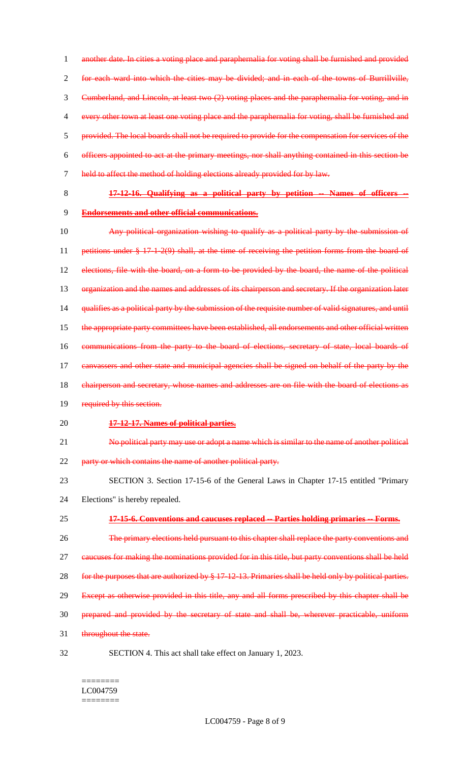~~another date. In cities a voting place and paraphernalia for voting shall be furnished and provided for each ward into which the cities may be divided; and in each of the towns of Burrillville, Cumberland, and Lincoln, at least two (2) voting places and the paraphernalia for voting, and in every other town at least one voting place and the paraphernalia for voting, shall be furnished and provided. The local boards shall not be required to provide for the compensation for services of the officers appointed to act at the primary meetings, nor shall anything contained in this section be held to affect the method of holding elections already provided for by law.~~

~~**17-12-16. Qualifying as a political party by petition -- Names of officers -- Endorsements and other official communications.**~~

~~Any political organization wishing to qualify as a political party by the submission of petitions under § 17-1-2(9) shall, at the time of receiving the petition forms from the board of elections, file with the board, on a form to be provided by the board, the name of the political organization and the names and addresses of its chairperson and secretary. If the organization later qualifies as a political party by the submission of the requisite number of valid signatures, and until the appropriate party committees have been established, all endorsements and other official written communications from the party to the board of elections, secretary of state, local boards of canvassers and other state and municipal agencies shall be signed on behalf of the party by the chairperson and secretary, whose names and addresses are on file with the board of elections as required by this section.~~

~~**17-12-17. Names of political parties.**~~

~~No political party may use or adopt a name which is similar to the name of another political party or which contains the name of another political party.~~

SECTION 3. Section 17-15-6 of the General Laws in Chapter 17-15 entitled "Primary Elections" is hereby repealed.

~~**17-15-6. Conventions and caucuses replaced -- Parties holding primaries -- Forms.**~~

~~The primary elections held pursuant to this chapter shall replace the party conventions and caucuses for making the nominations provided for in this title, but party conventions shall be held for the purposes that are authorized by § 17-12-13. Primaries shall be held only by political parties. Except as otherwise provided in this title, any and all forms prescribed by this chapter shall be prepared and provided by the secretary of state and shall be, wherever practicable, uniform throughout the state.~~

SECTION 4. This act shall take effect on January 1, 2023.

========
LC004759
========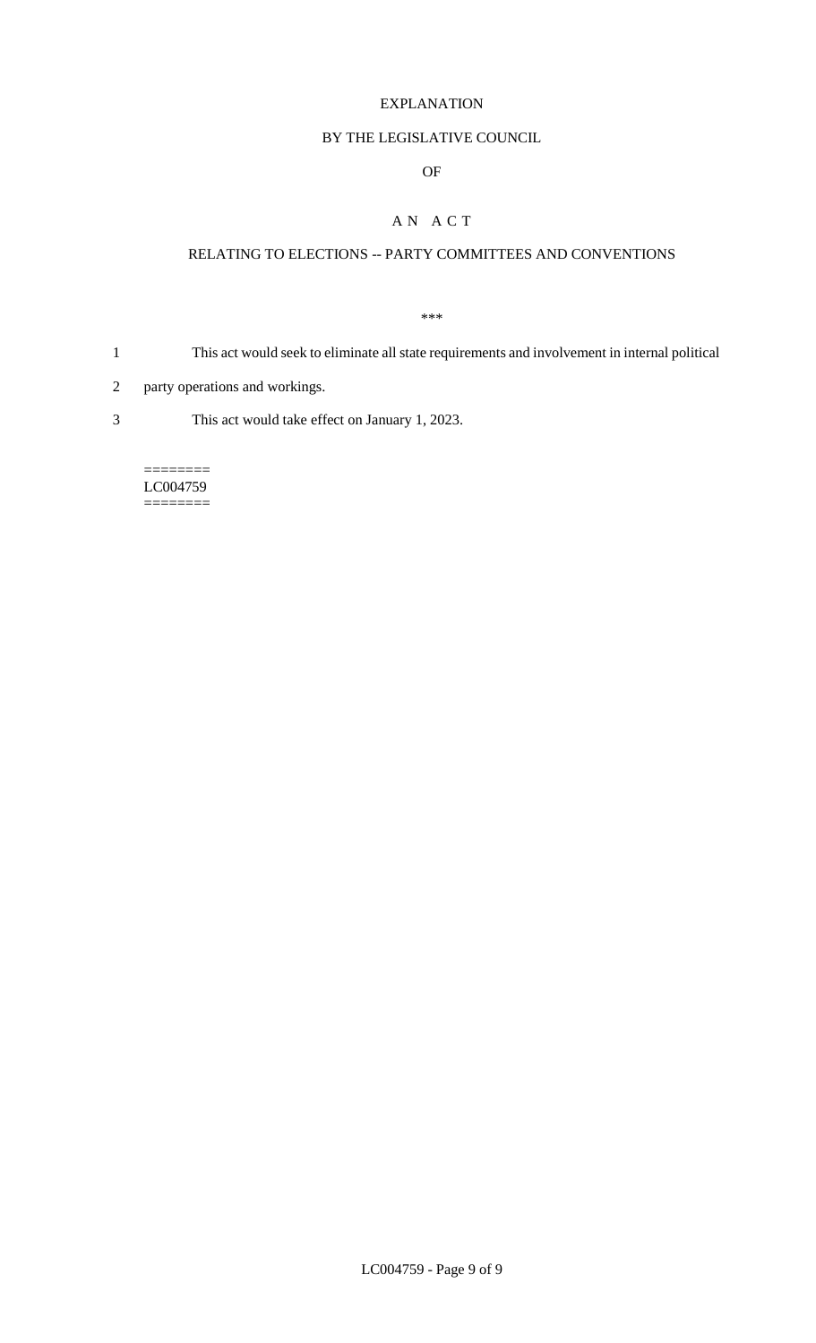EXPLANATION

BY THE LEGISLATIVE COUNCIL

OF

# A N A C T

RELATING TO ELECTIONS -- PARTY COMMITTEES AND CONVENTIONS

\*\*\*

1 This act would seek to eliminate all state requirements and involvement in internal political

2 party operations and workings.

3 This act would take effect on January 1, 2023.

========
LC004759
========